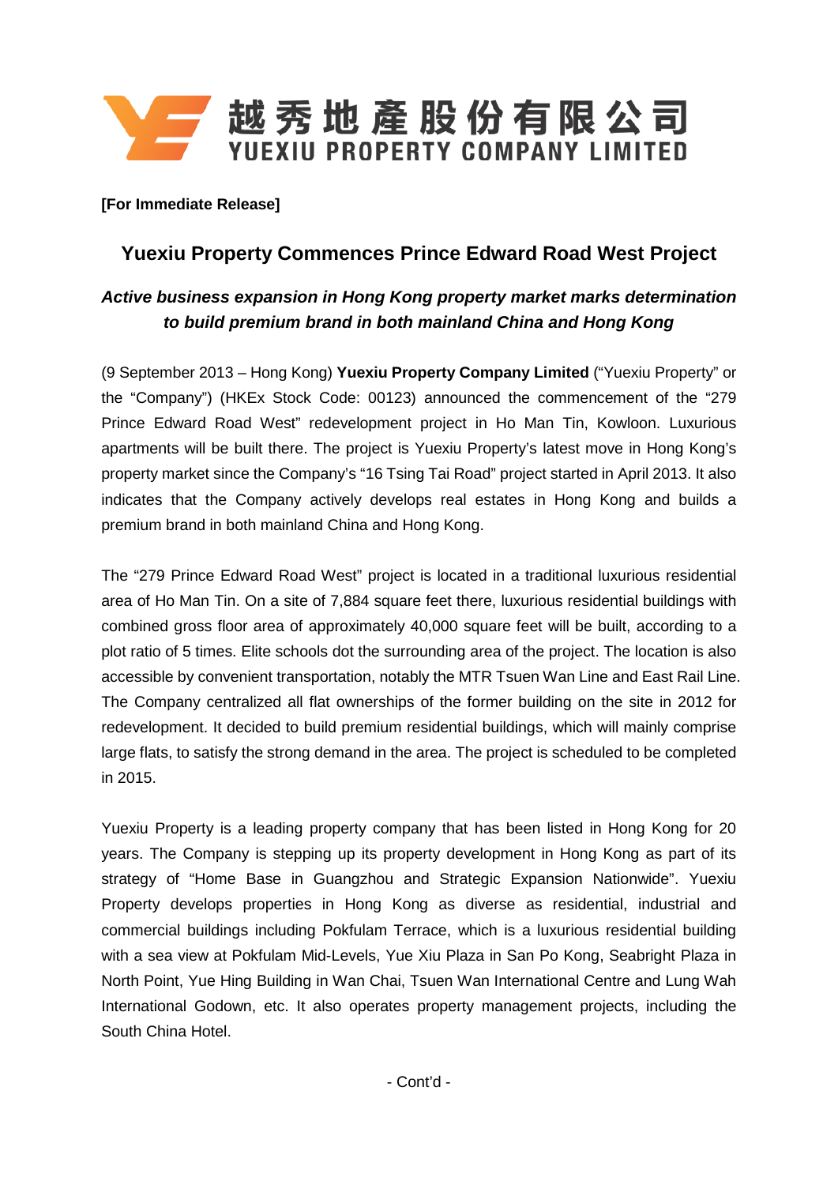越秀地產股份有限公司
YUEXIU PROPERTY COMPANY LIMITED

**[For Immediate Release]**

# Yuexiu Property Commences Prince Edward Road West Project

## *Active business expansion in Hong Kong property market marks determination to build premium brand in both mainland China and Hong Kong*

(9 September 2013 – Hong Kong) **Yuexiu Property Company Limited** ("Yuexiu Property" or the "Company") (HKEx Stock Code: 00123) announced the commencement of the "279 Prince Edward Road West" redevelopment project in Ho Man Tin, Kowloon. Luxurious apartments will be built there. The project is Yuexiu Property's latest move in Hong Kong's property market since the Company's "16 Tsing Tai Road" project started in April 2013. It also indicates that the Company actively develops real estates in Hong Kong and builds a premium brand in both mainland China and Hong Kong.

The "279 Prince Edward Road West" project is located in a traditional luxurious residential area of Ho Man Tin. On a site of 7,884 square feet there, luxurious residential buildings with combined gross floor area of approximately 40,000 square feet will be built, according to a plot ratio of 5 times. Elite schools dot the surrounding area of the project. The location is also accessible by convenient transportation, notably the MTR Tsuen Wan Line and East Rail Line. The Company centralized all flat ownerships of the former building on the site in 2012 for redevelopment. It decided to build premium residential buildings, which will mainly comprise large flats, to satisfy the strong demand in the area. The project is scheduled to be completed in 2015.

Yuexiu Property is a leading property company that has been listed in Hong Kong for 20 years. The Company is stepping up its property development in Hong Kong as part of its strategy of "Home Base in Guangzhou and Strategic Expansion Nationwide". Yuexiu Property develops properties in Hong Kong as diverse as residential, industrial and commercial buildings including Pokfulam Terrace, which is a luxurious residential building with a sea view at Pokfulam Mid-Levels, Yue Xiu Plaza in San Po Kong, Seabright Plaza in North Point, Yue Hing Building in Wan Chai, Tsuen Wan International Centre and Lung Wah International Godown, etc. It also operates property management projects, including the South China Hotel.

- Cont'd -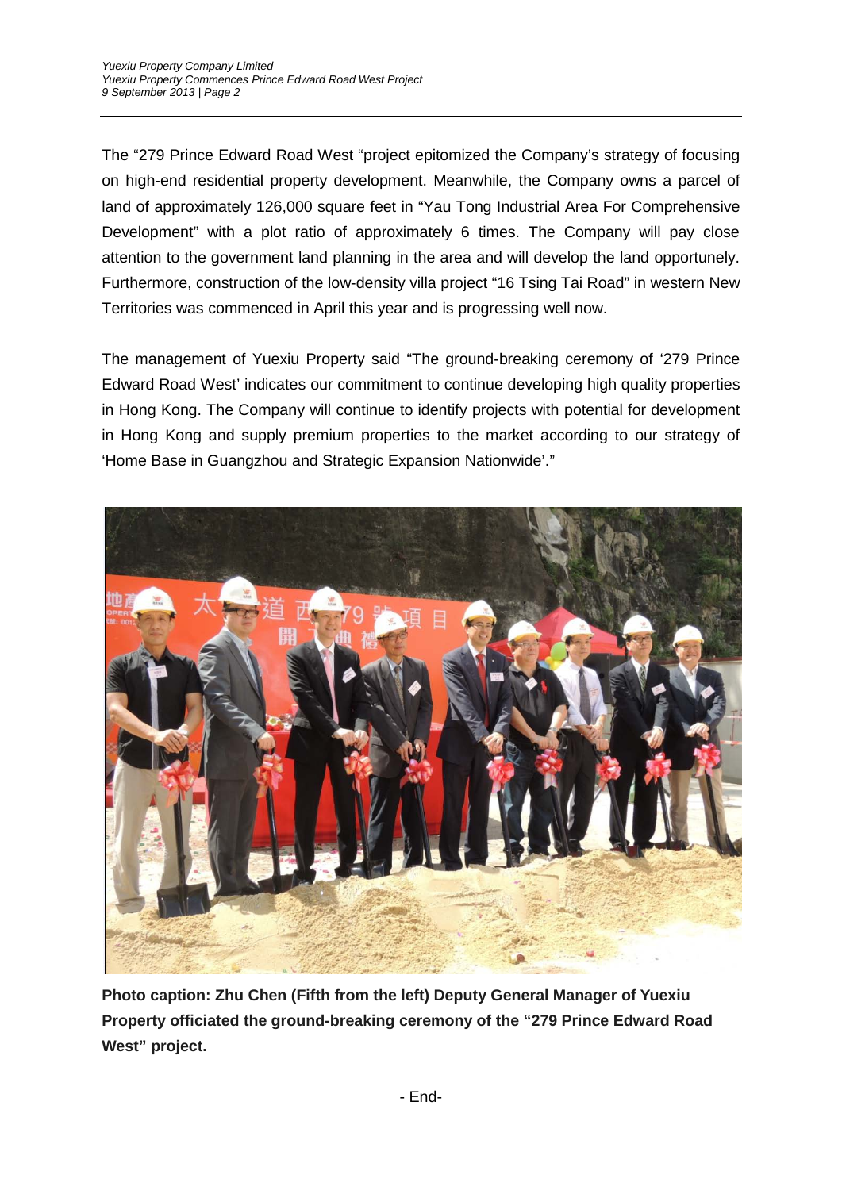The “279 Prince Edward Road West “project epitomized the Company’s strategy of focusing on high-end residential property development. Meanwhile, the Company owns a parcel of land of approximately 126,000 square feet in “Yau Tong Industrial Area For Comprehensive Development” with a plot ratio of approximately 6 times. The Company will pay close attention to the government land planning in the area and will develop the land opportunely. Furthermore, construction of the low-density villa project “16 Tsing Tai Road” in western New Territories was commenced in April this year and is progressing well now.

The management of Yuexiu Property said “The ground-breaking ceremony of ‘279 Prince Edward Road West’ indicates our commitment to continue developing high quality properties in Hong Kong. The Company will continue to identify projects with potential for development in Hong Kong and supply premium properties to the market according to our strategy of ‘Home Base in Guangzhou and Strategic Expansion Nationwide’.”

**Photo caption: Zhu Chen (Fifth from the left) Deputy General Manager of Yuexiu Property officiated the ground-breaking ceremony of the “279 Prince Edward Road West” project.**

- End-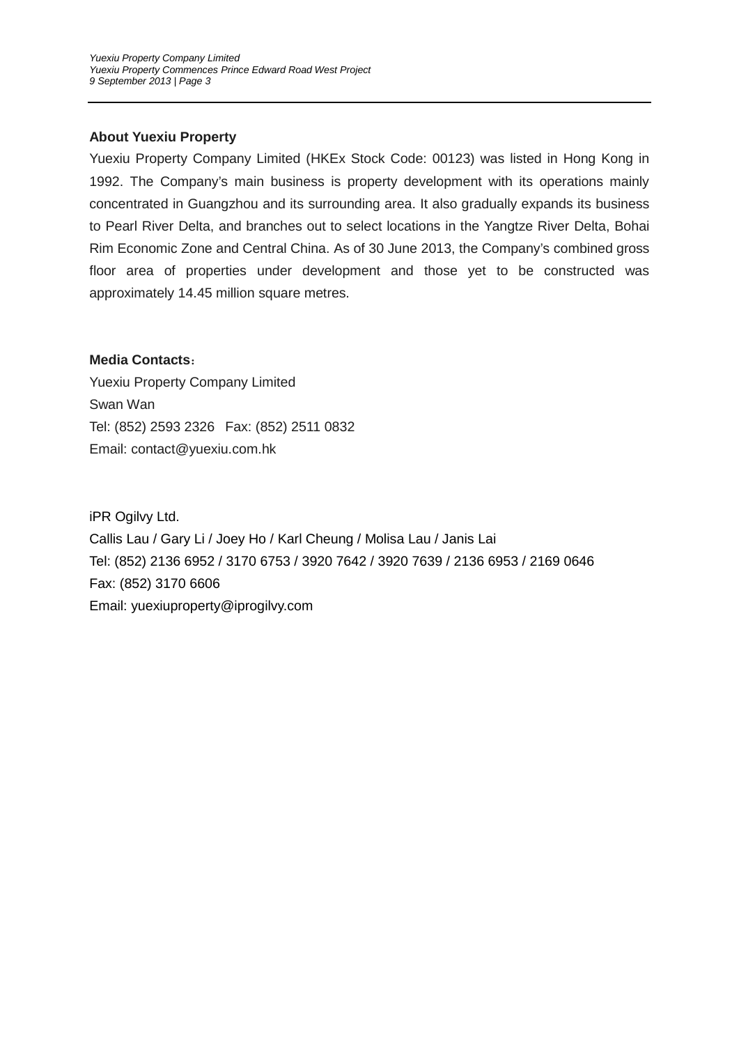**About Yuexiu Property**

Yuexiu Property Company Limited (HKEx Stock Code: 00123) was listed in Hong Kong in 1992. The Company's main business is property development with its operations mainly concentrated in Guangzhou and its surrounding area. It also gradually expands its business to Pearl River Delta, and branches out to select locations in the Yangtze River Delta, Bohai Rim Economic Zone and Central China. As of 30 June 2013, the Company's combined gross floor area of properties under development and those yet to be constructed was approximately 14.45 million square metres.

**Media Contacts：**

Yuexiu Property Company Limited
Swan Wan
Tel: (852) 2593 2326 Fax: (852) 2511 0832
Email: contact@yuexiu.com.hk

iPR Ogilvy Ltd.
Callis Lau / Gary Li / Joey Ho / Karl Cheung / Molisa Lau / Janis Lai
Tel: (852) 2136 6952 / 3170 6753 / 3920 7642 / 3920 7639 / 2136 6953 / 2169 0646
Fax: (852) 3170 6606
Email: yuexiuproperty@iprogilvy.com